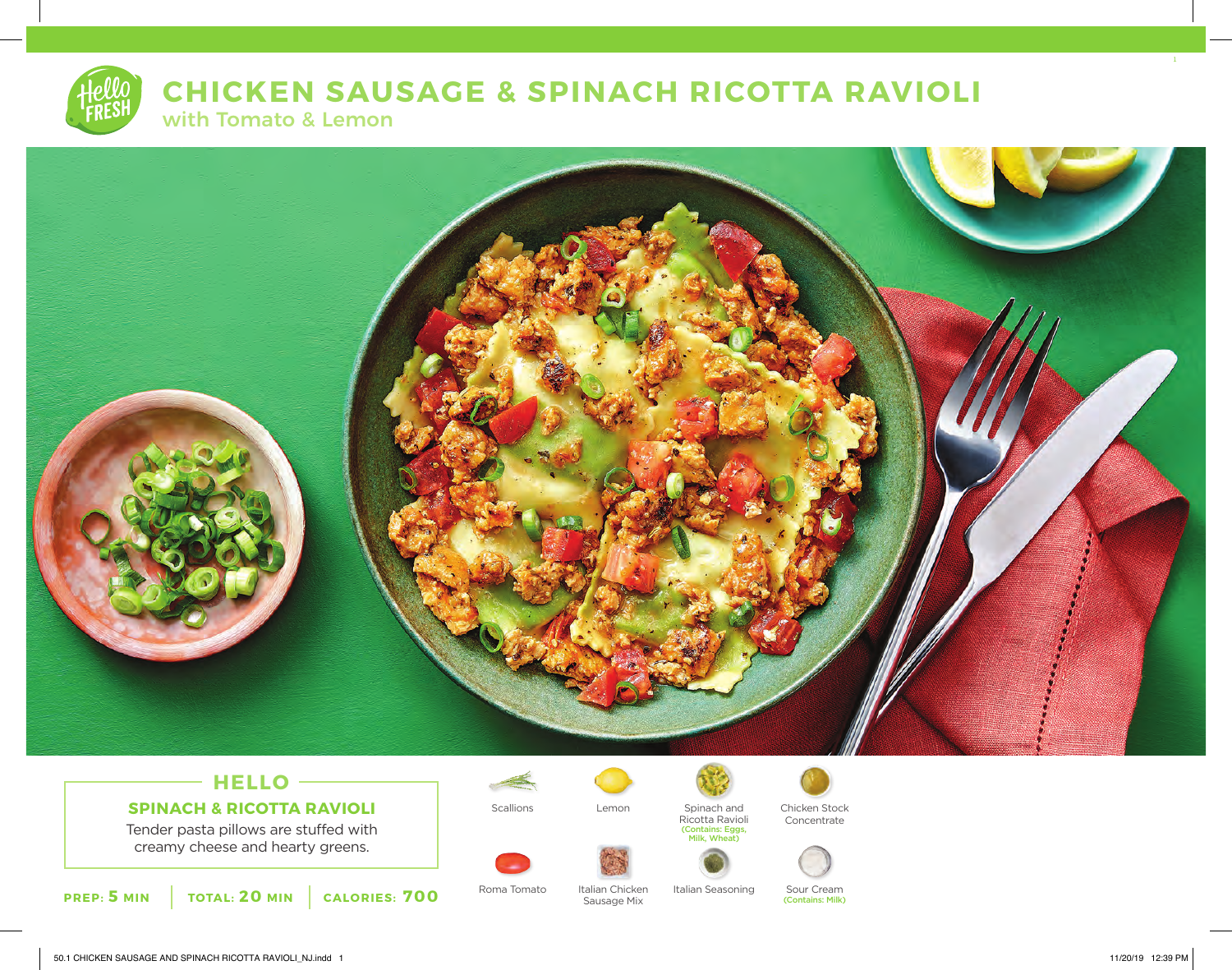# CHICKEN SAUSAGE & SPINACH RICOTTA RAVIOLI

## with Tomato & Lemon

## HELLO

### SPINACH & RICOTTA RAVIOLI

Tender pasta pillows are stuffed with creamy cheese and hearty greens.

**PREP: 5 MIN** | **TOTAL: 20 MIN** | **CALORIES: 700**

- Scallions
- Lemon
- Spinach and Ricotta Ravioli (Contains: Eggs, Milk, Wheat)
- Chicken Stock Concentrate
- Roma Tomato
- Italian Chicken Sausage Mix
- Italian Seasoning
- Sour Cream (Contains: Milk)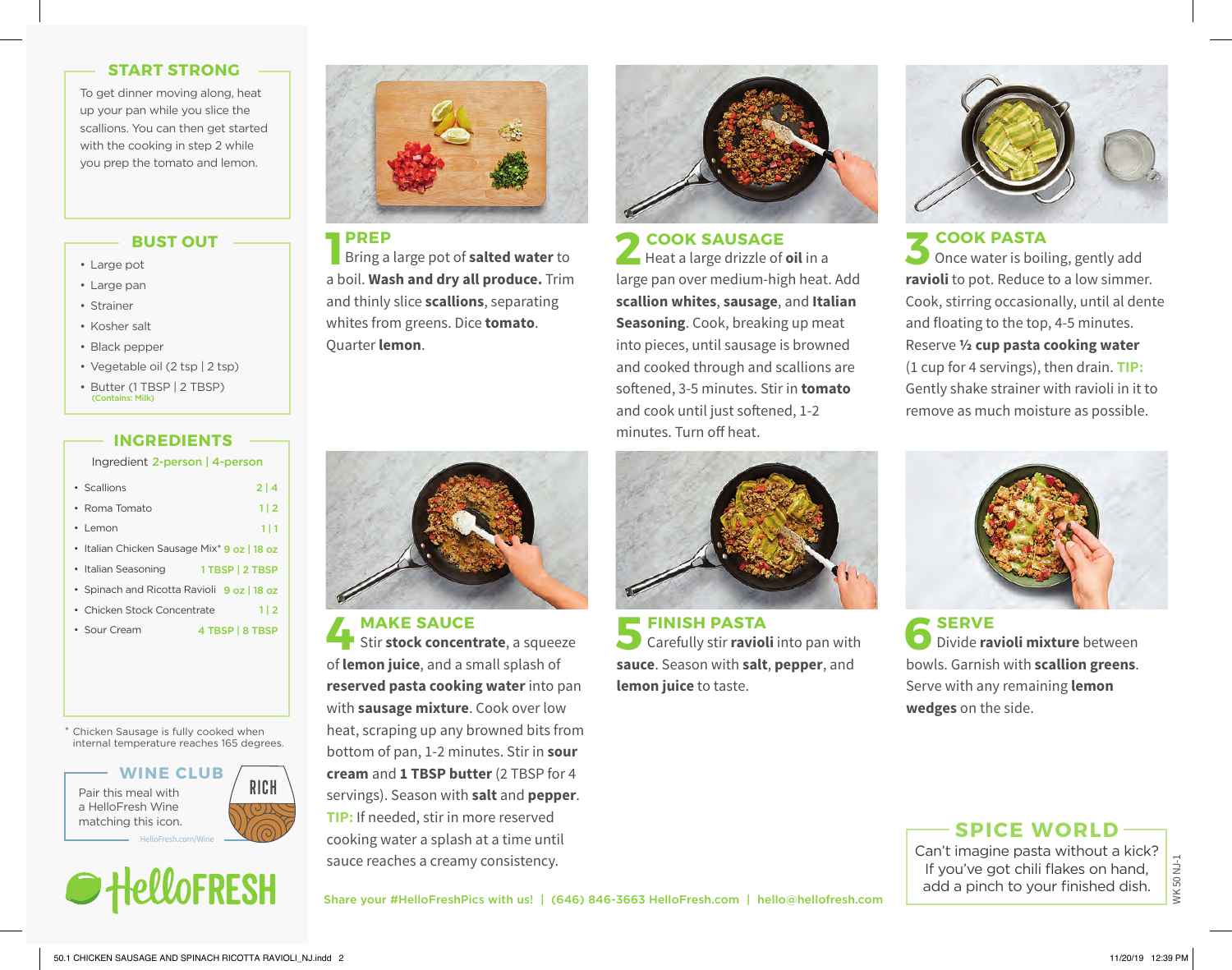## START STRONG

To get dinner moving along, heat up your pan while you slice the scallions. You can then get started with the cooking in step 2 while you prep the tomato and lemon.

## BUST OUT

- Large pot
- Large pan
- Strainer
- Kosher salt
- Black pepper
- Vegetable oil (2 tsp | 2 tsp)
- Butter (1 TBSP | 2 TBSP) (Contains: Milk)

## INGREDIENTS

| Ingredient | 2-person \| 4-person |
|---|---|
| Scallions | 2 \| 4 |
| Roma Tomato | 1 \| 2 |
| Lemon | 1 \| 1 |
| Italian Chicken Sausage Mix* | 9 oz \| 18 oz |
| Italian Seasoning | 1 TBSP \| 2 TBSP |
| Spinach and Ricotta Ravioli | 9 oz \| 18 oz |
| Chicken Stock Concentrate | 1 \| 2 |
| Sour Cream | 4 TBSP \| 8 TBSP |

\* Chicken Sausage is fully cooked when internal temperature reaches 165 degrees.

## WINE CLUB

Pair this meal with a HelloFresh Wine matching this icon.

RICH

HelloFresh.com/Wine

HelloFRESH

## 1 PREP

Bring a large pot of **salted water** to a boil. **Wash and dry all produce.** Trim and thinly slice **scallions**, separating whites from greens. Dice **tomato**. Quarter **lemon**.

## 2 COOK SAUSAGE

Heat a large drizzle of **oil** in a large pan over medium-high heat. Add **scallion whites**, **sausage**, and **Italian Seasoning**. Cook, breaking up meat into pieces, until sausage is browned and cooked through and scallions are softened, 3-5 minutes. Stir in **tomato** and cook until just softened, 1-2 minutes. Turn off heat.

## 3 COOK PASTA

Once water is boiling, gently add **ravioli** to pot. Reduce to a low simmer. Cook, stirring occasionally, until al dente and floating to the top, 4-5 minutes. Reserve **½ cup pasta cooking water** (1 cup for 4 servings), then drain. **TIP:** Gently shake strainer with ravioli in it to remove as much moisture as possible.

## 4 MAKE SAUCE

Stir **stock concentrate**, a squeeze of **lemon juice**, and a small splash of **reserved pasta cooking water** into pan with **sausage mixture**. Cook over low heat, scraping up any browned bits from bottom of pan, 1-2 minutes. Stir in **sour cream** and **1 TBSP butter** (2 TBSP for 4 servings). Season with **salt** and **pepper**. **TIP:** If needed, stir in more reserved cooking water a splash at a time until sauce reaches a creamy consistency.

## 5 FINISH PASTA

Carefully stir **ravioli** into pan with **sauce**. Season with **salt**, **pepper**, and **lemon juice** to taste.

## 6 SERVE

Divide **ravioli mixture** between bowls. Garnish with **scallion greens**. Serve with any remaining **lemon wedges** on the side.

## SPICE WORLD

Can't imagine pasta without a kick? If you've got chili flakes on hand, add a pinch to your finished dish.

Share your #HelloFreshPics with us! | (646) 846-3663 HelloFresh.com | hello@hellofresh.com

WK 50 NJ-1